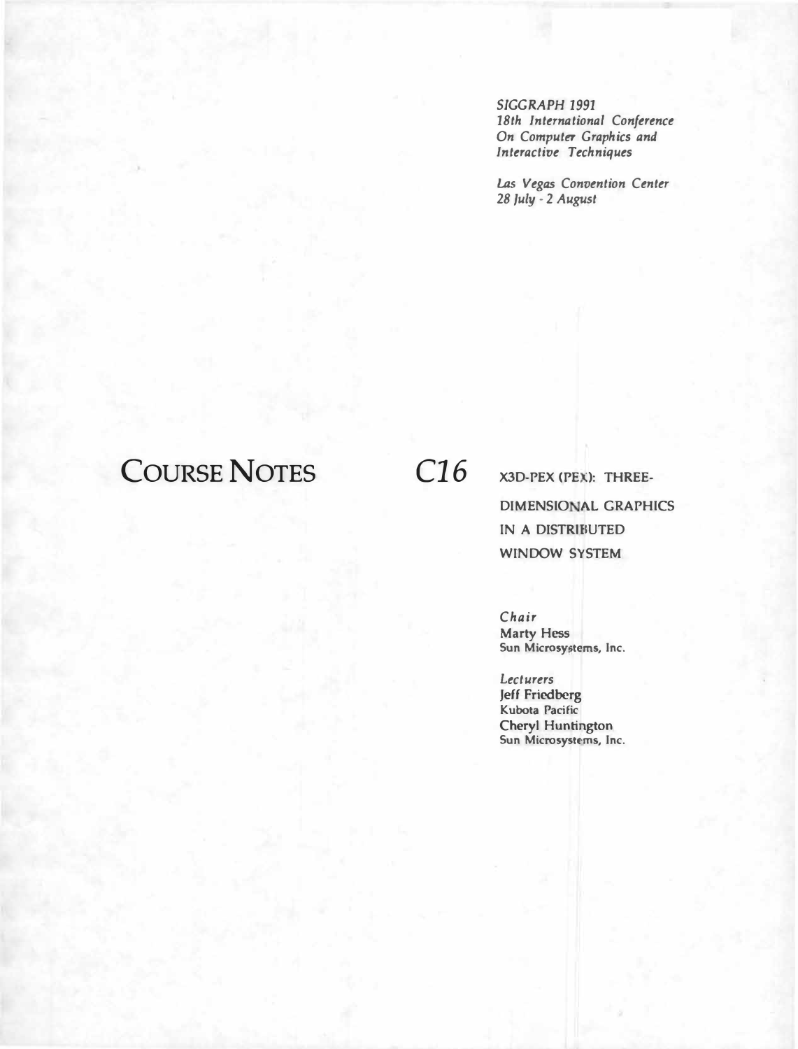*SIGGRAPH 1991*
*18th International Conference On Computer Graphics and Interactive Techniques*

*Las Vegas Convention Center*
*28 July - 2 August*

# COURSE NOTES

# *C16*

## X3D-PEX (PEX): THREE-DIMENSIONAL GRAPHICS IN A DISTRIBUTED WINDOW SYSTEM

*Chair*
Marty Hess
Sun Microsystems, Inc.

*Lecturers*
Jeff Friedberg
Kubota Pacific
Cheryl Huntington
Sun Microsystems, Inc.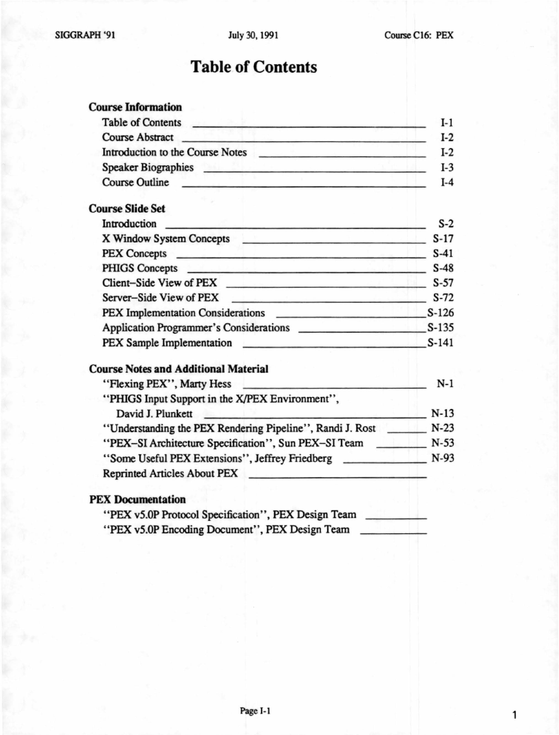# Table of Contents

## Course Information

| | |
|---|---|
| Table of Contents | I-1 |
| Course Abstract | I-2 |
| Introduction to the Course Notes | I-2 |
| Speaker Biographies | I-3 |
| Course Outline | I-4 |

## Course Slide Set

| | |
|---|---|
| Introduction | S-2 |
| X Window System Concepts | S-17 |
| PEX Concepts | S-41 |
| PHIGS Concepts | S-48 |
| Client–Side View of PEX | S-57 |
| Server–Side View of PEX | S-72 |
| PEX Implementation Considerations | S-126 |
| Application Programmer's Considerations | S-135 |
| PEX Sample Implementation | S-141 |

## Course Notes and Additional Material

| | |
|---|---|
| "Flexing PEX", Marty Hess | N-1 |
| "PHIGS Input Support in the X/PEX Environment", David J. Plunkett | N-13 |
| "Understanding the PEX Rendering Pipeline", Randi J. Rost | N-23 |
| "PEX–SI Architecture Specification", Sun PEX–SI Team | N-53 |
| "Some Useful PEX Extensions", Jeffrey Friedberg | N-93 |
| Reprinted Articles About PEX | |

## PEX Documentation

| | |
|---|---|
| "PEX v5.0P Protocol Specification", PEX Design Team | |
| "PEX v5.0P Encoding Document", PEX Design Team | |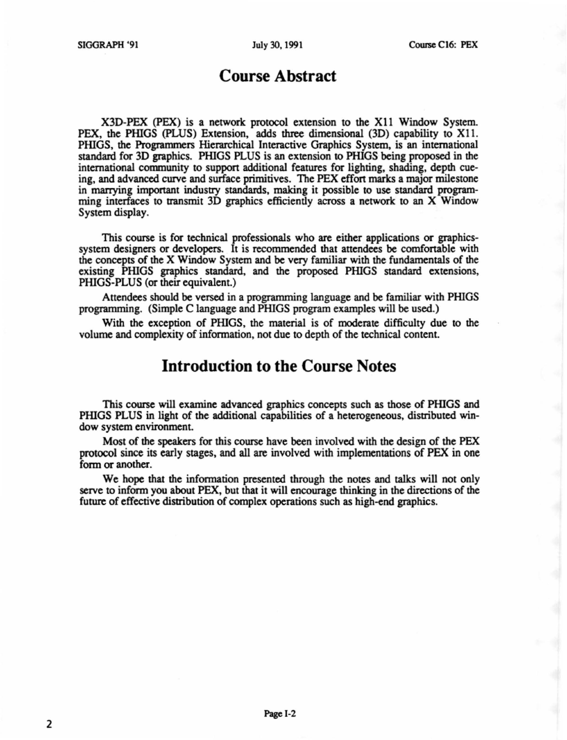# Course Abstract

X3D-PEX (PEX) is a network protocol extension to the X11 Window System. PEX, the PHIGS (PLUS) Extension, adds three dimensional (3D) capability to X11. PHIGS, the Programmers Hierarchical Interactive Graphics System, is an international standard for 3D graphics. PHIGS PLUS is an extension to PHIGS being proposed in the international community to support additional features for lighting, shading, depth cueing, and advanced curve and surface primitives. The PEX effort marks a major milestone in marrying important industry standards, making it possible to use standard programming interfaces to transmit 3D graphics efficiently across a network to an X Window System display.

This course is for technical professionals who are either applications or graphics-system designers or developers. It is recommended that attendees be comfortable with the concepts of the X Window System and be very familiar with the fundamentals of the existing PHIGS graphics standard, and the proposed PHIGS standard extensions, PHIGS-PLUS (or their equivalent.)

Attendees should be versed in a programming language and be familiar with PHIGS programming. (Simple C language and PHIGS program examples will be used.)

With the exception of PHIGS, the material is of moderate difficulty due to the volume and complexity of information, not due to depth of the technical content.

# Introduction to the Course Notes

This course will examine advanced graphics concepts such as those of PHIGS and PHIGS PLUS in light of the additional capabilities of a heterogeneous, distributed window system environment.

Most of the speakers for this course have been involved with the design of the PEX protocol since its early stages, and all are involved with implementations of PEX in one form or another.

We hope that the information presented through the notes and talks will not only serve to inform you about PEX, but that it will encourage thinking in the directions of the future of effective distribution of complex operations such as high-end graphics.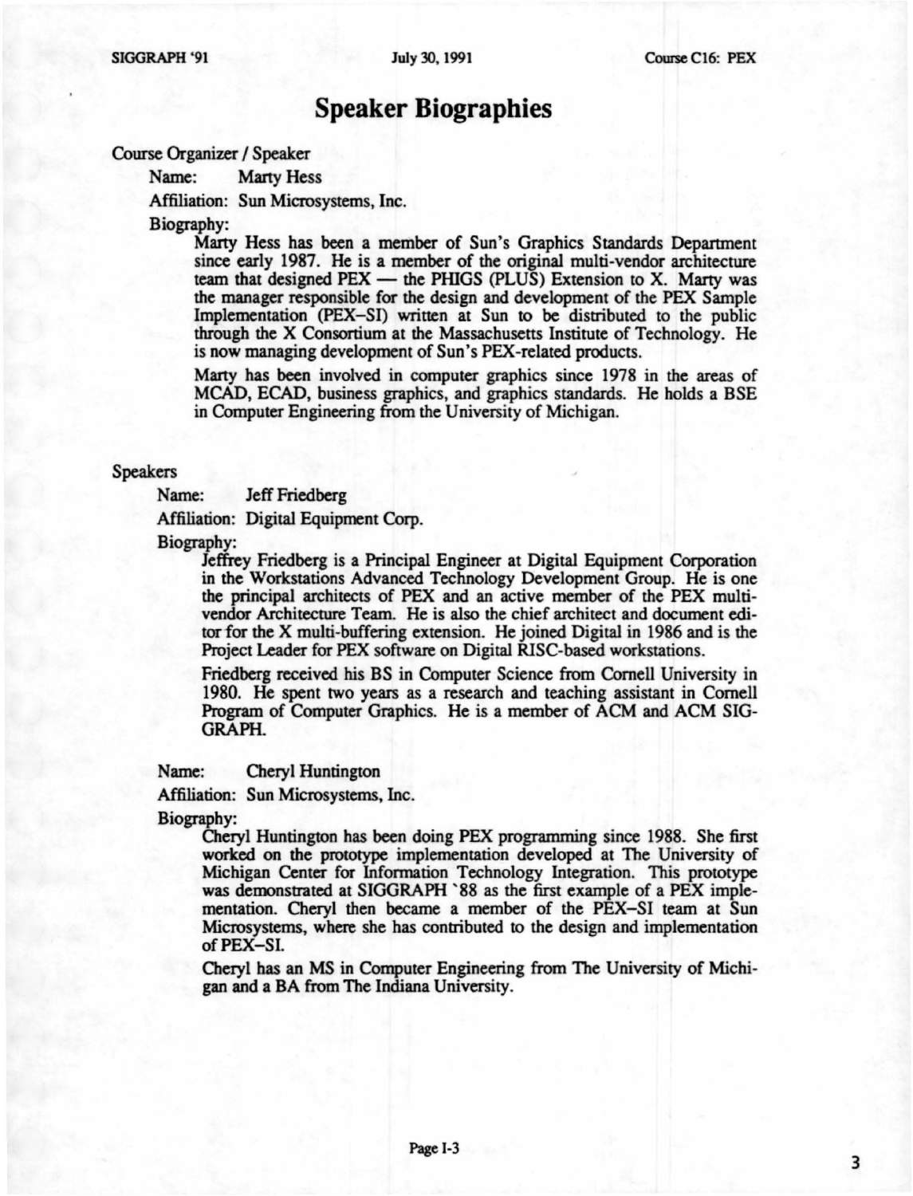# Speaker Biographies

Course Organizer / Speaker

Name: Marty Hess

Affiliation: Sun Microsystems, Inc.

Biography:

Marty Hess has been a member of Sun's Graphics Standards Department since early 1987. He is a member of the original multi-vendor architecture team that designed PEX — the PHIGS (PLUS) Extension to X. Marty was the manager responsible for the design and development of the PEX Sample Implementation (PEX–SI) written at Sun to be distributed to the public through the X Consortium at the Massachusetts Institute of Technology. He is now managing development of Sun's PEX-related products.

Marty has been involved in computer graphics since 1978 in the areas of MCAD, ECAD, business graphics, and graphics standards. He holds a BSE in Computer Engineering from the University of Michigan.

Speakers

Name: Jeff Friedberg

Affiliation: Digital Equipment Corp.

Biography:

Jeffrey Friedberg is a Principal Engineer at Digital Equipment Corporation in the Workstations Advanced Technology Development Group. He is one the principal architects of PEX and an active member of the PEX multi-vendor Architecture Team. He is also the chief architect and document editor for the X multi-buffering extension. He joined Digital in 1986 and is the Project Leader for PEX software on Digital RISC-based workstations.

Friedberg received his BS in Computer Science from Cornell University in 1980. He spent two years as a research and teaching assistant in Cornell Program of Computer Graphics. He is a member of ACM and ACM SIGGRAPH.

Name: Cheryl Huntington

Affiliation: Sun Microsystems, Inc.

Biography:

Cheryl Huntington has been doing PEX programming since 1988. She first worked on the prototype implementation developed at The University of Michigan Center for Information Technology Integration. This prototype was demonstrated at SIGGRAPH '88 as the first example of a PEX implementation. Cheryl then became a member of the PEX–SI team at Sun Microsystems, where she has contributed to the design and implementation of PEX–SI.

Cheryl has an MS in Computer Engineering from The University of Michigan and a BA from The Indiana University.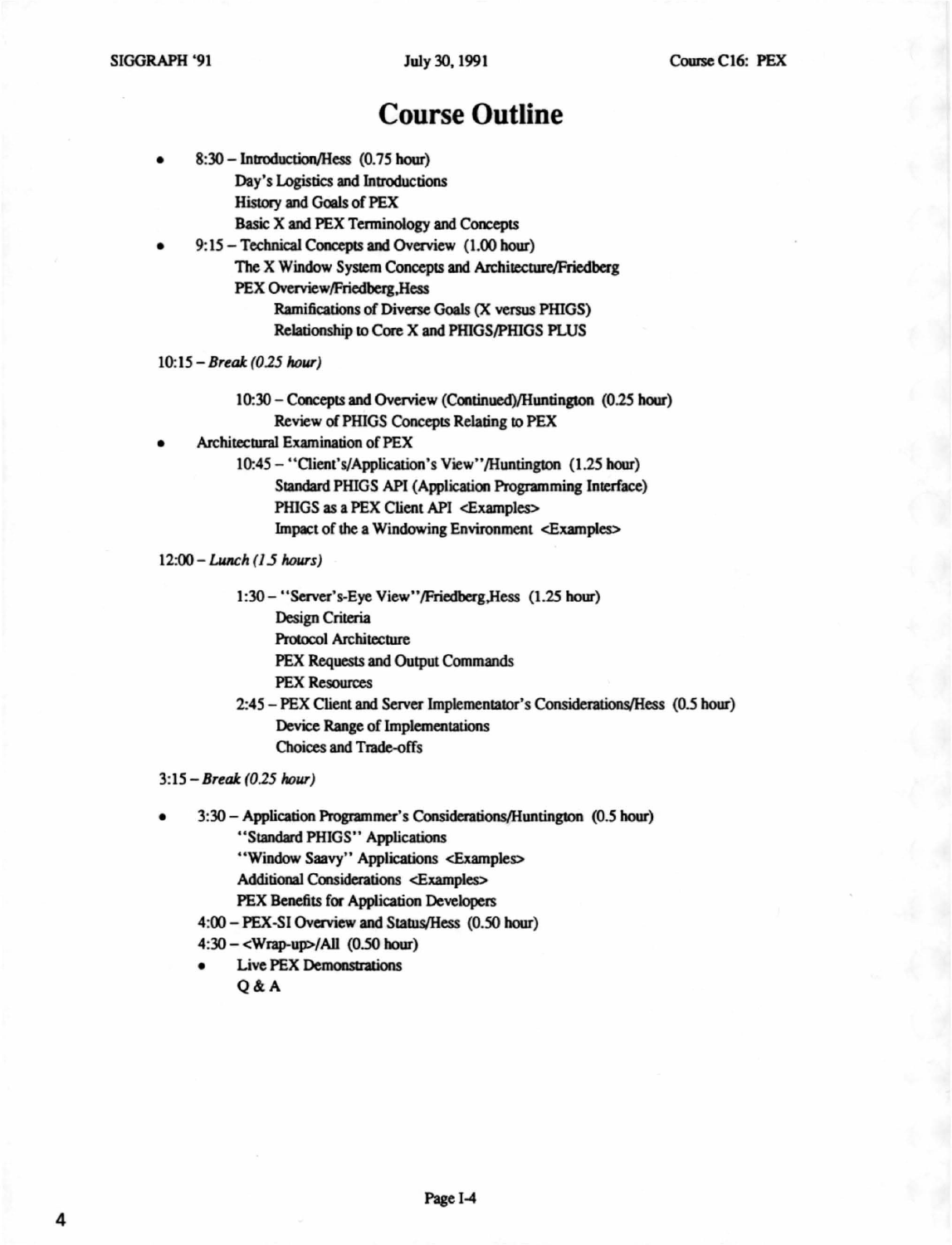# Course Outline

- 8:30 – Introduction/Hess (0.75 hour)
  - Day's Logistics and Introductions
  - History and Goals of PEX
  - Basic X and PEX Terminology and Concepts
- 9:15 – Technical Concepts and Overview (1.00 hour)
  - The X Window System Concepts and Architecture/Friedberg
  - PEX Overview/Friedberg,Hess
    - Ramifications of Diverse Goals (X versus PHIGS)
    - Relationship to Core X and PHIGS/PHIGS PLUS

10:15 – *Break (0.25 hour)*

  - 10:30 – Concepts and Overview (Continued)/Huntington (0.25 hour)
    - Review of PHIGS Concepts Relating to PEX
- Architectural Examination of PEX
  - 10:45 – "Client's/Application's View"/Huntington (1.25 hour)
    - Standard PHIGS API (Application Programming Interface)
    - PHIGS as a PEX Client API <Examples>
    - Impact of the a Windowing Environment <Examples>

12:00 – *Lunch (1.5 hours)*

  - 1:30 – "Server's-Eye View"/Friedberg,Hess (1.25 hour)
    - Design Criteria
    - Protocol Architecture
    - PEX Requests and Output Commands
    - PEX Resources
  - 2:45 – PEX Client and Server Implementator's Considerations/Hess (0.5 hour)
    - Device Range of Implementations
    - Choices and Trade-offs

3:15 – *Break (0.25 hour)*

- 3:30 – Application Programmer's Considerations/Huntington (0.5 hour)
  - "Standard PHIGS" Applications
  - "Window Saavy" Applications <Examples>
  - Additional Considerations <Examples>
  - PEX Benefits for Application Developers
- 4:00 – PEX-SI Overview and Status/Hess (0.50 hour)
- 4:30 – <Wrap-up>/All (0.50 hour)
  - Live PEX Demonstrations
  - Q & A